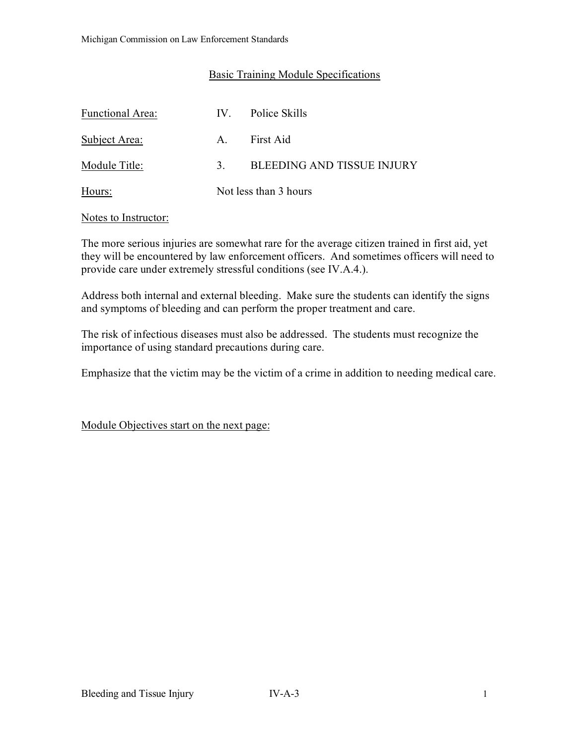Michigan Commission on Law Enforcement Standards

## Basic Training Module Specifications

| | | |
|---|---|---|
| Functional Area: | IV. | Police Skills |
| Subject Area: | A. | First Aid |
| Module Title: | 3. | BLEEDING AND TISSUE INJURY |
| Hours: | Not less than 3 hours | |

Notes to Instructor:

The more serious injuries are somewhat rare for the average citizen trained in first aid, yet they will be encountered by law enforcement officers. And sometimes officers will need to provide care under extremely stressful conditions (see IV.A.4.).

Address both internal and external bleeding. Make sure the students can identify the signs and symptoms of bleeding and can perform the proper treatment and care.

The risk of infectious diseases must also be addressed. The students must recognize the importance of using standard precautions during care.

Emphasize that the victim may be the victim of a crime in addition to needing medical care.

Module Objectives start on the next page: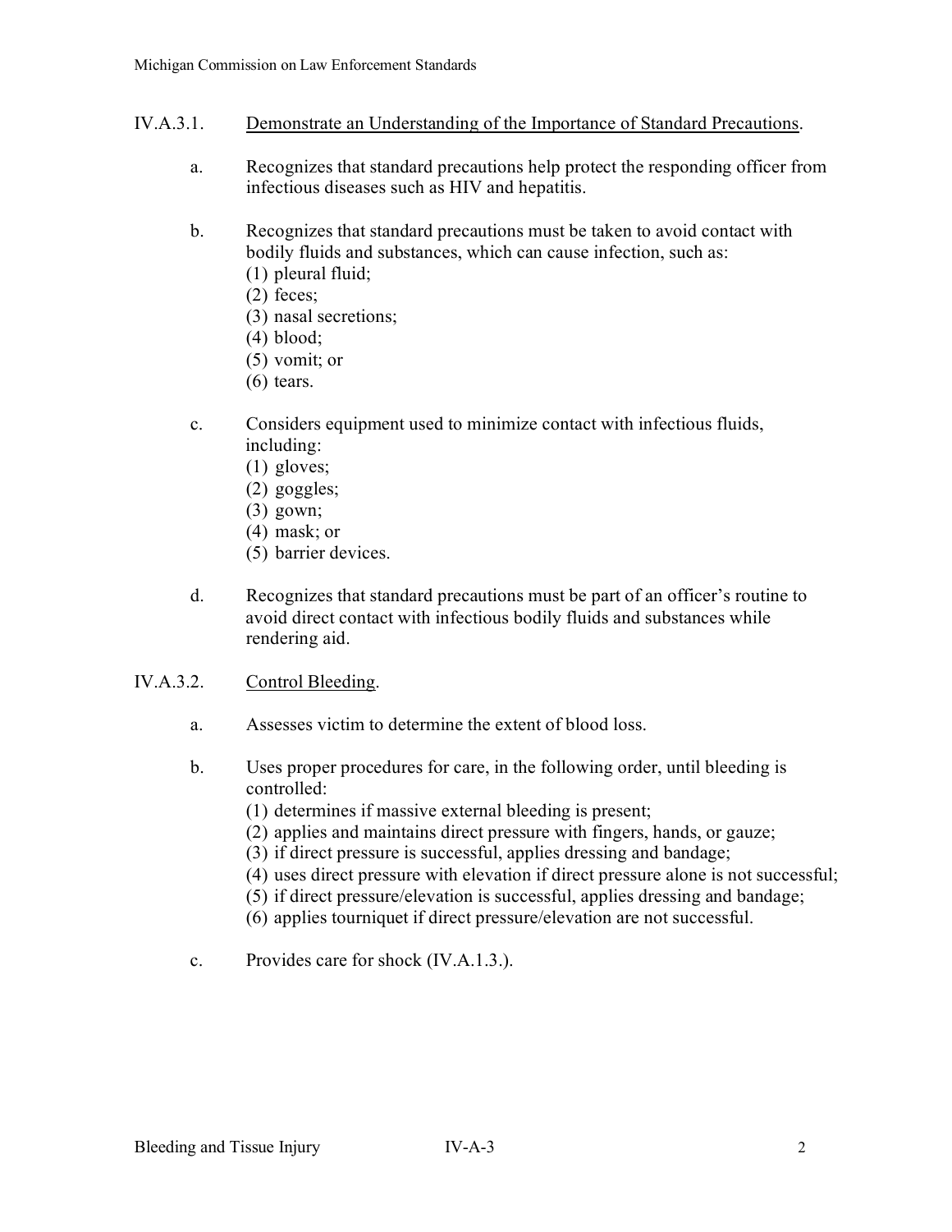## IV.A.3.1. Demonstrate an Understanding of the Importance of Standard Precautions.

a. Recognizes that standard precautions help protect the responding officer from infectious diseases such as HIV and hepatitis.

b. Recognizes that standard precautions must be taken to avoid contact with bodily fluids and substances, which can cause infection, such as:
   (1) pleural fluid;
   (2) feces;
   (3) nasal secretions;
   (4) blood;
   (5) vomit; or
   (6) tears.

c. Considers equipment used to minimize contact with infectious fluids, including:
   (1) gloves;
   (2) goggles;
   (3) gown;
   (4) mask; or
   (5) barrier devices.

d. Recognizes that standard precautions must be part of an officer's routine to avoid direct contact with infectious bodily fluids and substances while rendering aid.

## IV.A.3.2. Control Bleeding.

a. Assesses victim to determine the extent of blood loss.

b. Uses proper procedures for care, in the following order, until bleeding is controlled:
   (1) determines if massive external bleeding is present;
   (2) applies and maintains direct pressure with fingers, hands, or gauze;
   (3) if direct pressure is successful, applies dressing and bandage;
   (4) uses direct pressure with elevation if direct pressure alone is not successful;
   (5) if direct pressure/elevation is successful, applies dressing and bandage;
   (6) applies tourniquet if direct pressure/elevation are not successful.

c. Provides care for shock (IV.A.1.3.).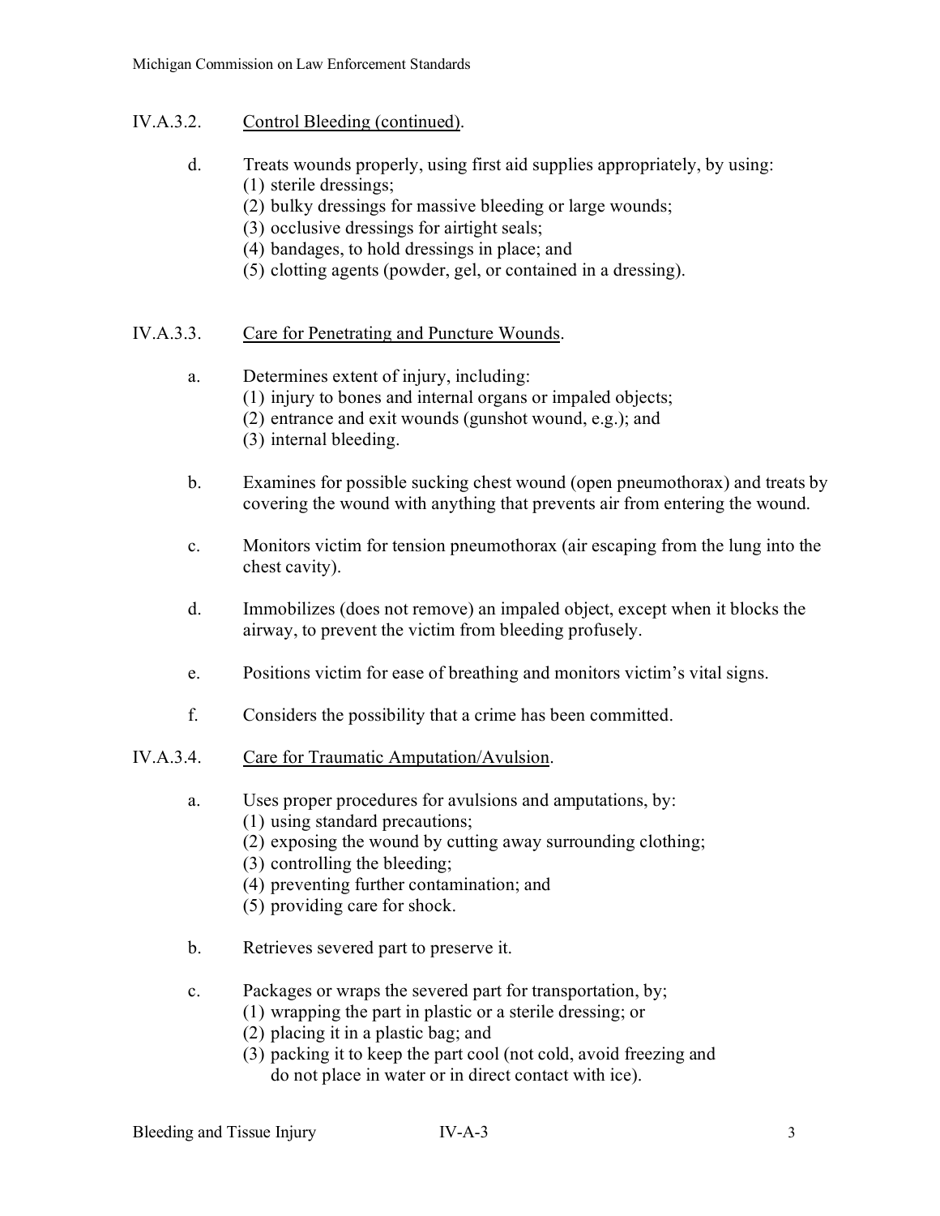## IV.A.3.2. Control Bleeding (continued).

d. Treats wounds properly, using first aid supplies appropriately, by using:
   (1) sterile dressings;
   (2) bulky dressings for massive bleeding or large wounds;
   (3) occlusive dressings for airtight seals;
   (4) bandages, to hold dressings in place; and
   (5) clotting agents (powder, gel, or contained in a dressing).

## IV.A.3.3. Care for Penetrating and Puncture Wounds.

a. Determines extent of injury, including:
   (1) injury to bones and internal organs or impaled objects;
   (2) entrance and exit wounds (gunshot wound, e.g.); and
   (3) internal bleeding.

b. Examines for possible sucking chest wound (open pneumothorax) and treats by covering the wound with anything that prevents air from entering the wound.

c. Monitors victim for tension pneumothorax (air escaping from the lung into the chest cavity).

d. Immobilizes (does not remove) an impaled object, except when it blocks the airway, to prevent the victim from bleeding profusely.

e. Positions victim for ease of breathing and monitors victim's vital signs.

f. Considers the possibility that a crime has been committed.

## IV.A.3.4. Care for Traumatic Amputation/Avulsion.

a. Uses proper procedures for avulsions and amputations, by:
   (1) using standard precautions;
   (2) exposing the wound by cutting away surrounding clothing;
   (3) controlling the bleeding;
   (4) preventing further contamination; and
   (5) providing care for shock.

b. Retrieves severed part to preserve it.

c. Packages or wraps the severed part for transportation, by;
   (1) wrapping the part in plastic or a sterile dressing; or
   (2) placing it in a plastic bag; and
   (3) packing it to keep the part cool (not cold, avoid freezing and do not place in water or in direct contact with ice).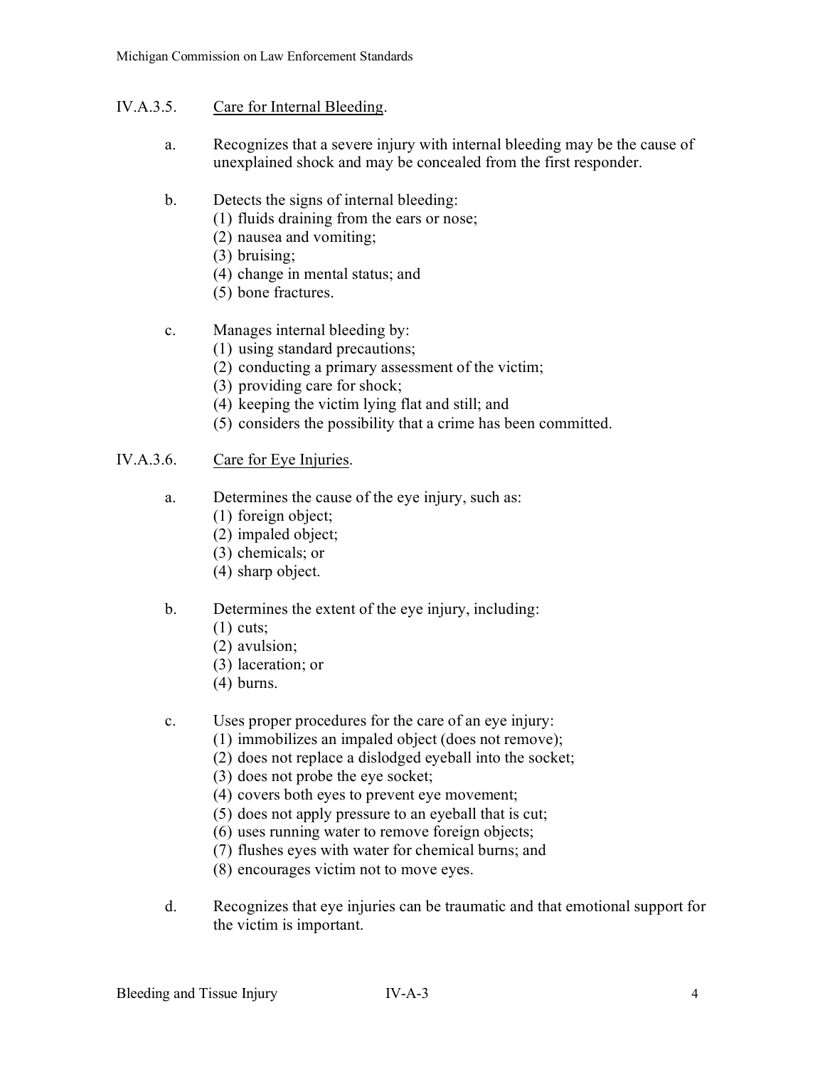## IV.A.3.5. Care for Internal Bleeding.

a. Recognizes that a severe injury with internal bleeding may be the cause of unexplained shock and may be concealed from the first responder.

b. Detects the signs of internal bleeding:
   (1) fluids draining from the ears or nose;
   (2) nausea and vomiting;
   (3) bruising;
   (4) change in mental status; and
   (5) bone fractures.

c. Manages internal bleeding by:
   (1) using standard precautions;
   (2) conducting a primary assessment of the victim;
   (3) providing care for shock;
   (4) keeping the victim lying flat and still; and
   (5) considers the possibility that a crime has been committed.

## IV.A.3.6. Care for Eye Injuries.

a. Determines the cause of the eye injury, such as:
   (1) foreign object;
   (2) impaled object;
   (3) chemicals; or
   (4) sharp object.

b. Determines the extent of the eye injury, including:
   (1) cuts;
   (2) avulsion;
   (3) laceration; or
   (4) burns.

c. Uses proper procedures for the care of an eye injury:
   (1) immobilizes an impaled object (does not remove);
   (2) does not replace a dislodged eyeball into the socket;
   (3) does not probe the eye socket;
   (4) covers both eyes to prevent eye movement;
   (5) does not apply pressure to an eyeball that is cut;
   (6) uses running water to remove foreign objects;
   (7) flushes eyes with water for chemical burns; and
   (8) encourages victim not to move eyes.

d. Recognizes that eye injuries can be traumatic and that emotional support for the victim is important.